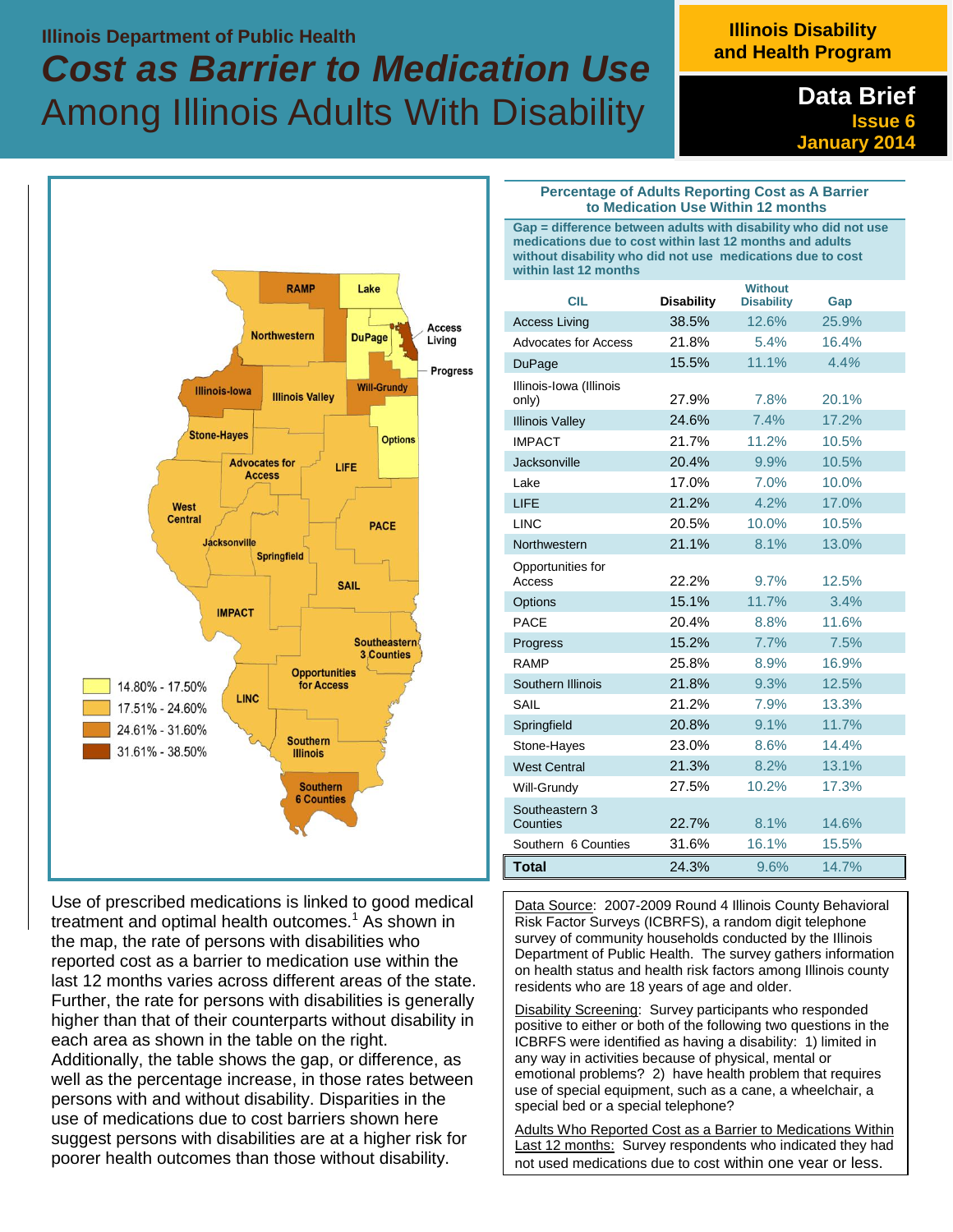Illinois Department of Public Health

# *Cost as Barrier to Medication Use*

# Among Illinois Adults With Disability

**Illinois Disability and Health Program**

**Data Brief**
**Issue 6**
**January 2014**

Map legend:
- 14.80% - 17.50%
- 17.51% - 24.60%
- 24.61% - 31.60%
- 31.61% - 38.50%

### Percentage of Adults Reporting Cost as A Barrier to Medication Use Within 12 months

**Gap = difference between adults with disability who did not use medications due to cost within last 12 months and adults without disability who did not use medications due to cost within last 12 months**

| CIL | Disability | Without Disability | Gap |
|---|---|---|---|
| Access Living | 38.5% | 12.6% | 25.9% |
| Advocates for Access | 21.8% | 5.4% | 16.4% |
| DuPage | 15.5% | 11.1% | 4.4% |
| Illinois-Iowa (Illinois only) | 27.9% | 7.8% | 20.1% |
| Illinois Valley | 24.6% | 7.4% | 17.2% |
| IMPACT | 21.7% | 11.2% | 10.5% |
| Jacksonville | 20.4% | 9.9% | 10.5% |
| Lake | 17.0% | 7.0% | 10.0% |
| LIFE | 21.2% | 4.2% | 17.0% |
| LINC | 20.5% | 10.0% | 10.5% |
| Northwestern | 21.1% | 8.1% | 13.0% |
| Opportunities for Access | 22.2% | 9.7% | 12.5% |
| Options | 15.1% | 11.7% | 3.4% |
| PACE | 20.4% | 8.8% | 11.6% |
| Progress | 15.2% | 7.7% | 7.5% |
| RAMP | 25.8% | 8.9% | 16.9% |
| Southern Illinois | 21.8% | 9.3% | 12.5% |
| SAIL | 21.2% | 7.9% | 13.3% |
| Springfield | 20.8% | 9.1% | 11.7% |
| Stone-Hayes | 23.0% | 8.6% | 14.4% |
| West Central | 21.3% | 8.2% | 13.1% |
| Will-Grundy | 27.5% | 10.2% | 17.3% |
| Southeastern 3 Counties | 22.7% | 8.1% | 14.6% |
| Southern 6 Counties | 31.6% | 16.1% | 15.5% |
| **Total** | 24.3% | 9.6% | 14.7% |

Use of prescribed medications is linked to good medical treatment and optimal health outcomes.[1] As shown in the map, the rate of persons with disabilities who reported cost as a barrier to medication use within the last 12 months varies across different areas of the state. Further, the rate for persons with disabilities is generally higher than that of their counterparts without disability in each area as shown in the table on the right. Additionally, the table shows the gap, or difference, as well as the percentage increase, in those rates between persons with and without disability. Disparities in the use of medications due to cost barriers shown here suggest persons with disabilities are at a higher risk for poorer health outcomes than those without disability.

Data Source: 2007-2009 Round 4 Illinois County Behavioral Risk Factor Surveys (ICBRFS), a random digit telephone survey of community households conducted by the Illinois Department of Public Health. The survey gathers information on health status and health risk factors among Illinois county residents who are 18 years of age and older.

Disability Screening: Survey participants who responded positive to either or both of the following two questions in the ICBRFS were identified as having a disability: 1) limited in any way in activities because of physical, mental or emotional problems? 2) have health problem that requires use of special equipment, such as a cane, a wheelchair, a special bed or a special telephone?

Adults Who Reported Cost as a Barrier to Medications Within Last 12 months: Survey respondents who indicated they had not used medications due to cost within one year or less.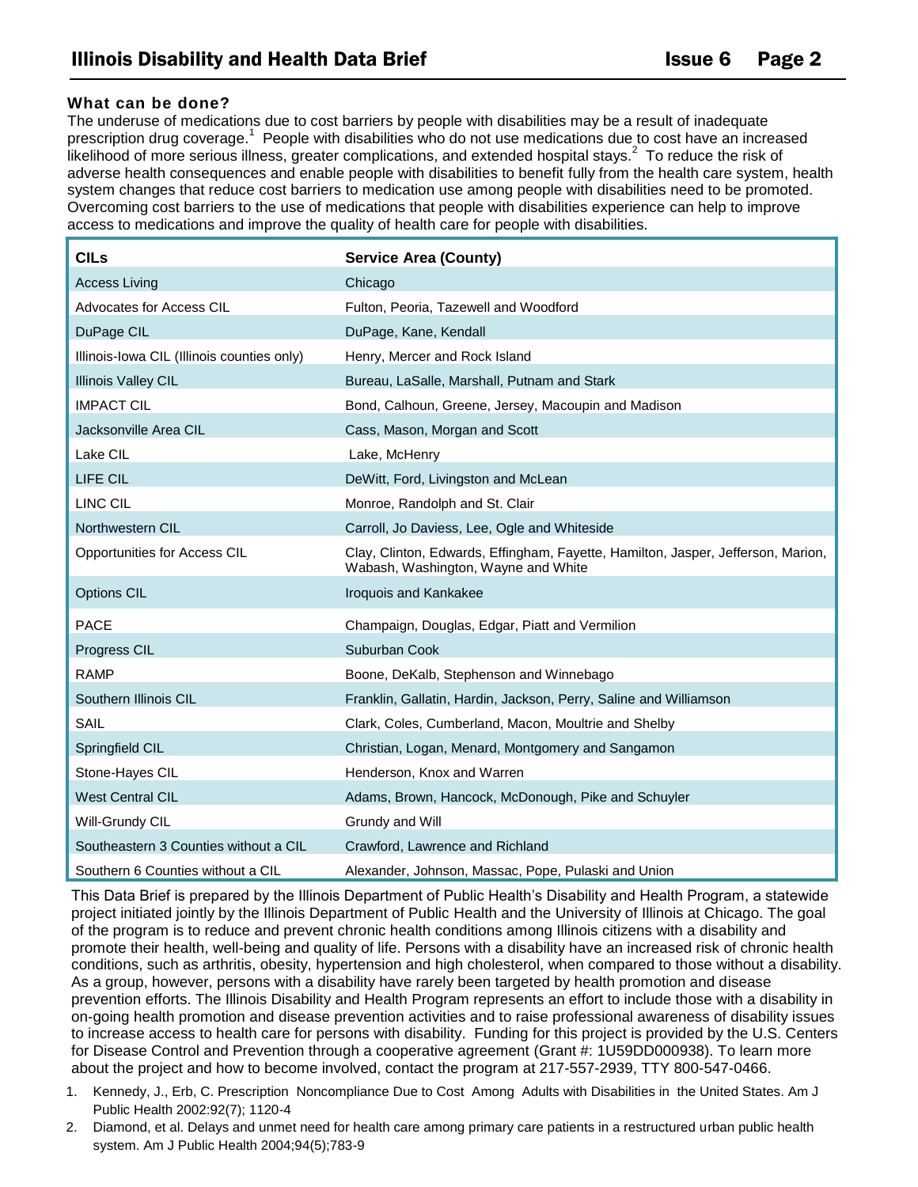### What can be done?

The underuse of medications due to cost barriers by people with disabilities may be a result of inadequate prescription drug coverage.[1] People with disabilities who do not use medications due to cost have an increased likelihood of more serious illness, greater complications, and extended hospital stays.[2] To reduce the risk of adverse health consequences and enable people with disabilities to benefit fully from the health care system, health system changes that reduce cost barriers to medication use among people with disabilities need to be promoted. Overcoming cost barriers to the use of medications that people with disabilities experience can help to improve access to medications and improve the quality of health care for people with disabilities.

| CILs | Service Area (County) |
|---|---|
| Access Living | Chicago |
| Advocates for Access CIL | Fulton, Peoria, Tazewell and Woodford |
| DuPage CIL | DuPage, Kane, Kendall |
| Illinois-Iowa CIL (Illinois counties only) | Henry, Mercer and Rock Island |
| Illinois Valley CIL | Bureau, LaSalle, Marshall, Putnam and Stark |
| IMPACT CIL | Bond, Calhoun, Greene, Jersey, Macoupin and Madison |
| Jacksonville Area CIL | Cass, Mason, Morgan and Scott |
| Lake CIL | Lake, McHenry |
| LIFE CIL | DeWitt, Ford, Livingston and McLean |
| LINC CIL | Monroe, Randolph and St. Clair |
| Northwestern CIL | Carroll, Jo Daviess, Lee, Ogle and Whiteside |
| Opportunities for Access CIL | Clay, Clinton, Edwards, Effingham, Fayette, Hamilton, Jasper, Jefferson, Marion, Wabash, Washington, Wayne and White |
| Options CIL | Iroquois and Kankakee |
| PACE | Champaign, Douglas, Edgar, Piatt and Vermilion |
| Progress CIL | Suburban Cook |
| RAMP | Boone, DeKalb, Stephenson and Winnebago |
| Southern Illinois CIL | Franklin, Gallatin, Hardin, Jackson, Perry, Saline and Williamson |
| SAIL | Clark, Coles, Cumberland, Macon, Moultrie and Shelby |
| Springfield CIL | Christian, Logan, Menard, Montgomery and Sangamon |
| Stone-Hayes CIL | Henderson, Knox and Warren |
| West Central CIL | Adams, Brown, Hancock, McDonough, Pike and Schuyler |
| Will-Grundy CIL | Grundy and Will |
| Southeastern 3 Counties without a CIL | Crawford, Lawrence and Richland |
| Southern 6 Counties without a CIL | Alexander, Johnson, Massac, Pope, Pulaski and Union |

This Data Brief is prepared by the Illinois Department of Public Health's Disability and Health Program, a statewide project initiated jointly by the Illinois Department of Public Health and the University of Illinois at Chicago. The goal of the program is to reduce and prevent chronic health conditions among Illinois citizens with a disability and promote their health, well-being and quality of life. Persons with a disability have an increased risk of chronic health conditions, such as arthritis, obesity, hypertension and high cholesterol, when compared to those without a disability. As a group, however, persons with a disability have rarely been targeted by health promotion and disease prevention efforts. The Illinois Disability and Health Program represents an effort to include those with a disability in on-going health promotion and disease prevention activities and to raise professional awareness of disability issues to increase access to health care for persons with disability. Funding for this project is provided by the U.S. Centers for Disease Control and Prevention through a cooperative agreement (Grant #: 1U59DD000938). To learn more about the project and how to become involved, contact the program at 217-557-2939, TTY 800-547-0466.

1. Kennedy, J., Erb, C. Prescription Noncompliance Due to Cost Among Adults with Disabilities in the United States. Am J Public Health 2002:92(7); 1120-4
2. Diamond, et al. Delays and unmet need for health care among primary care patients in a restructured urban public health system. Am J Public Health 2004;94(5);783-9